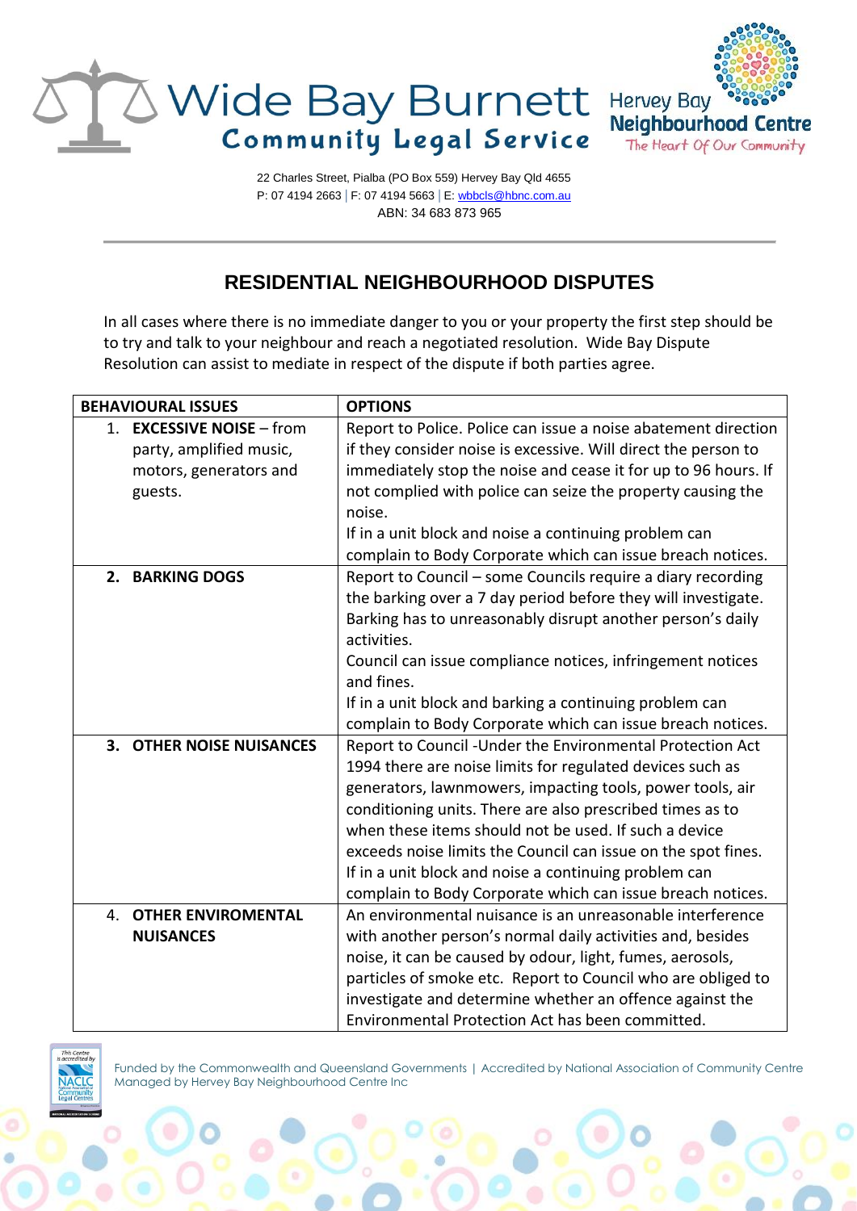Wide Bay Burnett
**Community Legal Service**

Hervey Bay
**Neighbourhood Centre**
The Heart Of Our Community

22 Charles Street, Pialba (PO Box 559) Hervey Bay Qld 4655
P: 07 4194 2663 | F: 07 4194 5663 | E: wbbcls@hbnc.com.au
ABN: 34 683 873 965

## RESIDENTIAL NEIGHBOURHOOD DISPUTES

In all cases where there is no immediate danger to you or your property the first step should be to try and talk to your neighbour and reach a negotiated resolution. Wide Bay Dispute Resolution can assist to mediate in respect of the dispute if both parties agree.

| **BEHAVIOURAL ISSUES** | **OPTIONS** |
|---|---|
| 1. **EXCESSIVE NOISE** – from party, amplified music, motors, generators and guests. | Report to Police. Police can issue a noise abatement direction if they consider noise is excessive. Will direct the person to immediately stop the noise and cease it for up to 96 hours. If not complied with police can seize the property causing the noise.<br>If in a unit block and noise a continuing problem can complain to Body Corporate which can issue breach notices. |
| **2. BARKING DOGS** | Report to Council – some Councils require a diary recording the barking over a 7 day period before they will investigate. Barking has to unreasonably disrupt another person's daily activities.<br>Council can issue compliance notices, infringement notices and fines.<br>If in a unit block and barking a continuing problem can complain to Body Corporate which can issue breach notices. |
| **3. OTHER NOISE NUISANCES** | Report to Council -Under the Environmental Protection Act 1994 there are noise limits for regulated devices such as generators, lawnmowers, impacting tools, power tools, air conditioning units. There are also prescribed times as to when these items should not be used. If such a device exceeds noise limits the Council can issue on the spot fines.<br>If in a unit block and noise a continuing problem can complain to Body Corporate which can issue breach notices. |
| 4. **OTHER ENVIROMENTAL NUISANCES** | An environmental nuisance is an unreasonable interference with another person's normal daily activities and, besides noise, it can be caused by odour, light, fumes, aerosols, particles of smoke etc. Report to Council who are obliged to investigate and determine whether an offence against the Environmental Protection Act has been committed. |

Funded by the Commonwealth and Queensland Governments | Accredited by National Association of Community Centre
Managed by Hervey Bay Neighbourhood Centre Inc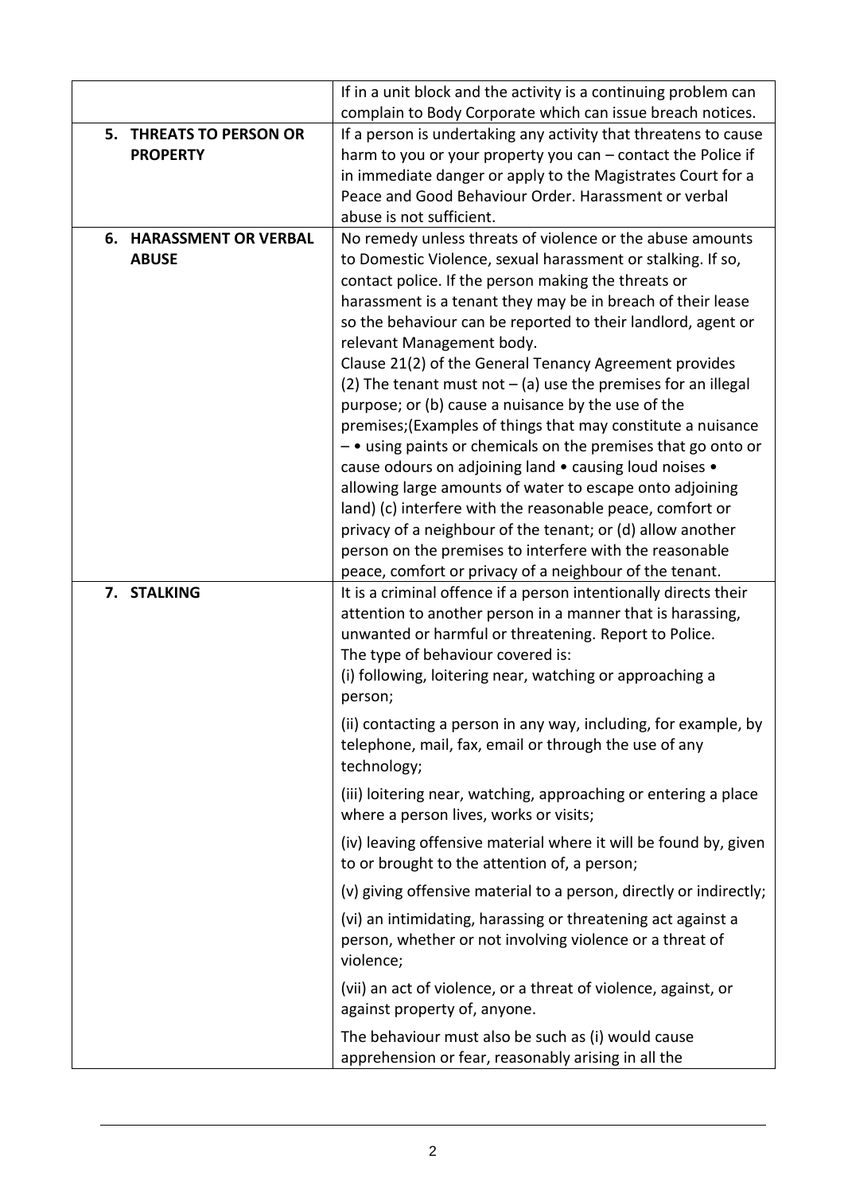| | |
|---|---|
| | If in a unit block and the activity is a continuing problem can complain to Body Corporate which can issue breach notices. |
| **5. THREATS TO PERSON OR PROPERTY** | If a person is undertaking any activity that threatens to cause harm to you or your property you can – contact the Police if in immediate danger or apply to the Magistrates Court for a Peace and Good Behaviour Order. Harassment or verbal abuse is not sufficient. |
| **6. HARASSMENT OR VERBAL ABUSE** | No remedy unless threats of violence or the abuse amounts to Domestic Violence, sexual harassment or stalking. If so, contact police. If the person making the threats or harassment is a tenant they may be in breach of their lease so the behaviour can be reported to their landlord, agent or relevant Management body.<br>Clause 21(2) of the General Tenancy Agreement provides (2) The tenant must not – (a) use the premises for an illegal purpose; or (b) cause a nuisance by the use of the premises;(Examples of things that may constitute a nuisance – • using paints or chemicals on the premises that go onto or cause odours on adjoining land • causing loud noises • allowing large amounts of water to escape onto adjoining land) (c) interfere with the reasonable peace, comfort or privacy of a neighbour of the tenant; or (d) allow another person on the premises to interfere with the reasonable peace, comfort or privacy of a neighbour of the tenant. |
| **7. STALKING** | It is a criminal offence if a person intentionally directs their attention to another person in a manner that is harassing, unwanted or harmful or threatening. Report to Police.<br>The type of behaviour covered is:<br>(i) following, loitering near, watching or approaching a person;<br>(ii) contacting a person in any way, including, for example, by telephone, mail, fax, email or through the use of any technology;<br>(iii) loitering near, watching, approaching or entering a place where a person lives, works or visits;<br>(iv) leaving offensive material where it will be found by, given to or brought to the attention of, a person;<br>(v) giving offensive material to a person, directly or indirectly;<br>(vi) an intimidating, harassing or threatening act against a person, whether or not involving violence or a threat of violence;<br>(vii) an act of violence, or a threat of violence, against, or against property of, anyone.<br>The behaviour must also be such as (i) would cause apprehension or fear, reasonably arising in all the |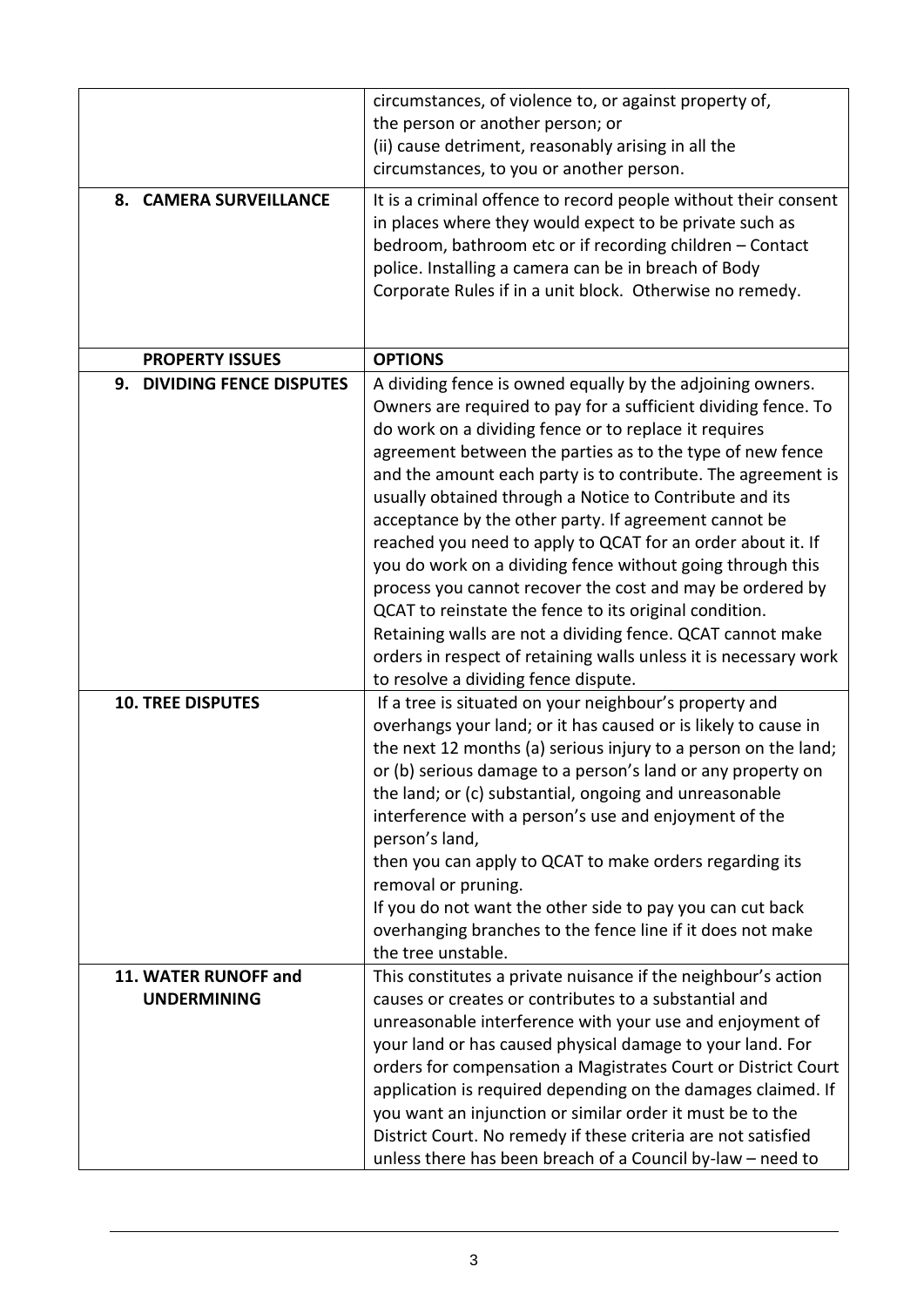| | |
|---|---|
| | circumstances, of violence to, or against property of, the person or another person; or<br>(ii) cause detriment, reasonably arising in all the circumstances, to you or another person. |
| **8. CAMERA SURVEILLANCE** | It is a criminal offence to record people without their consent in places where they would expect to be private such as bedroom, bathroom etc or if recording children – Contact police. Installing a camera can be in breach of Body Corporate Rules if in a unit block. Otherwise no remedy. |
| **PROPERTY ISSUES** | **OPTIONS** |
| **9. DIVIDING FENCE DISPUTES** | A dividing fence is owned equally by the adjoining owners. Owners are required to pay for a sufficient dividing fence. To do work on a dividing fence or to replace it requires agreement between the parties as to the type of new fence and the amount each party is to contribute. The agreement is usually obtained through a Notice to Contribute and its acceptance by the other party. If agreement cannot be reached you need to apply to QCAT for an order about it. If you do work on a dividing fence without going through this process you cannot recover the cost and may be ordered by QCAT to reinstate the fence to its original condition. Retaining walls are not a dividing fence. QCAT cannot make orders in respect of retaining walls unless it is necessary work to resolve a dividing fence dispute. |
| **10. TREE DISPUTES** | If a tree is situated on your neighbour's property and overhangs your land; or it has caused or is likely to cause in the next 12 months (a) serious injury to a person on the land; or (b) serious damage to a person's land or any property on the land; or (c) substantial, ongoing and unreasonable interference with a person's use and enjoyment of the person's land,<br>then you can apply to QCAT to make orders regarding its removal or pruning.<br>If you do not want the other side to pay you can cut back overhanging branches to the fence line if it does not make the tree unstable. |
| **11. WATER RUNOFF and UNDERMINING** | This constitutes a private nuisance if the neighbour's action causes or creates or contributes to a substantial and unreasonable interference with your use and enjoyment of your land or has caused physical damage to your land. For orders for compensation a Magistrates Court or District Court application is required depending on the damages claimed. If you want an injunction or similar order it must be to the District Court. No remedy if these criteria are not satisfied unless there has been breach of a Council by-law – need to |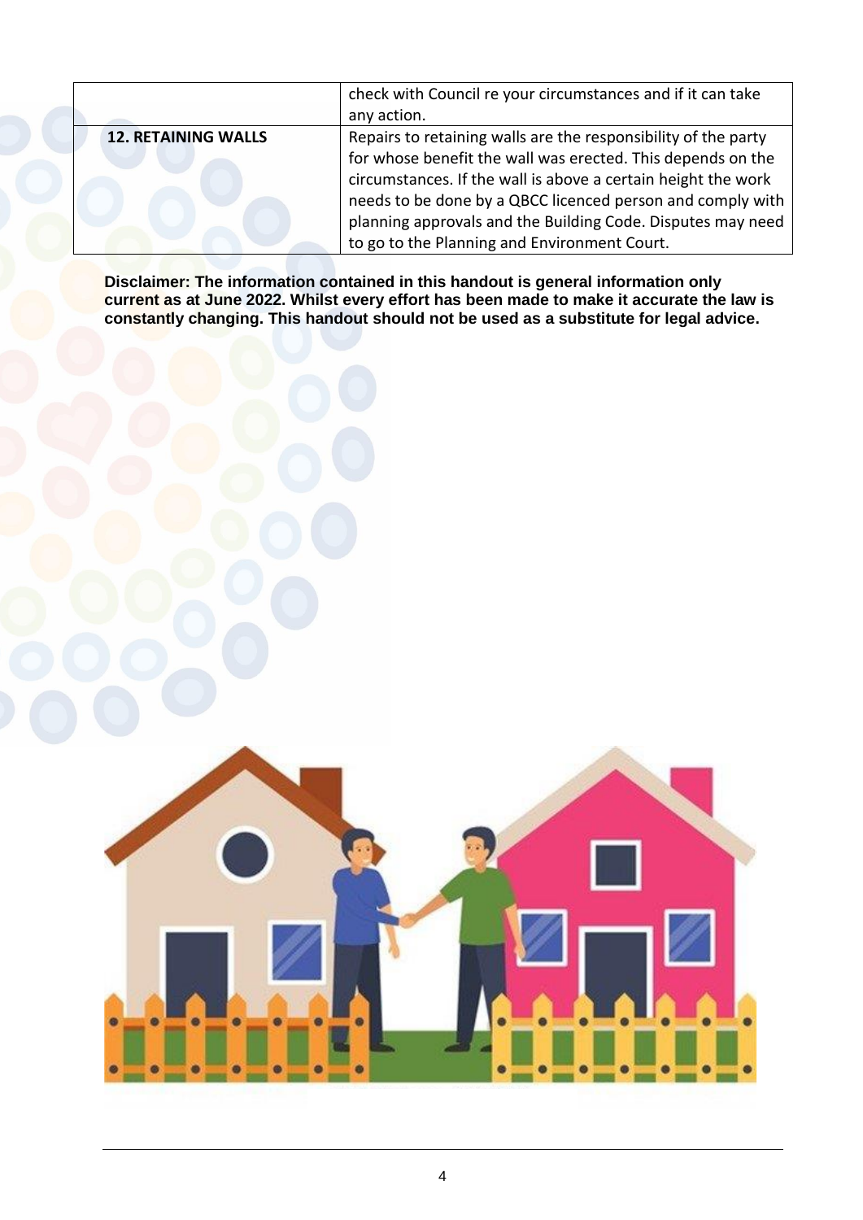| | |
|---|---|
| | check with Council re your circumstances and if it can take any action. |
| **12. RETAINING WALLS** | Repairs to retaining walls are the responsibility of the party for whose benefit the wall was erected. This depends on the circumstances. If the wall is above a certain height the work needs to be done by a QBCC licenced person and comply with planning approvals and the Building Code. Disputes may need to go to the Planning and Environment Court. |

**Disclaimer: The information contained in this handout is general information only current as at June 2022. Whilst every effort has been made to make it accurate the law is constantly changing. This handout should not be used as a substitute for legal advice.**